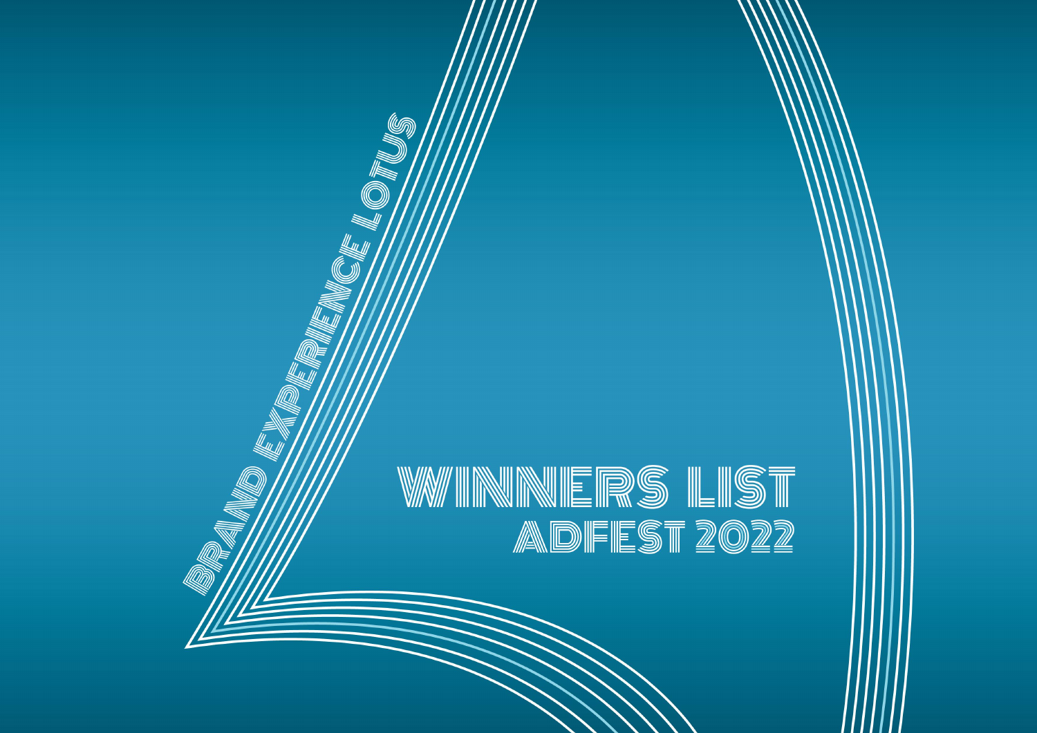BRAND EXPERIENCE LOTUS

# WINNERS LIST

## ADFEST 2022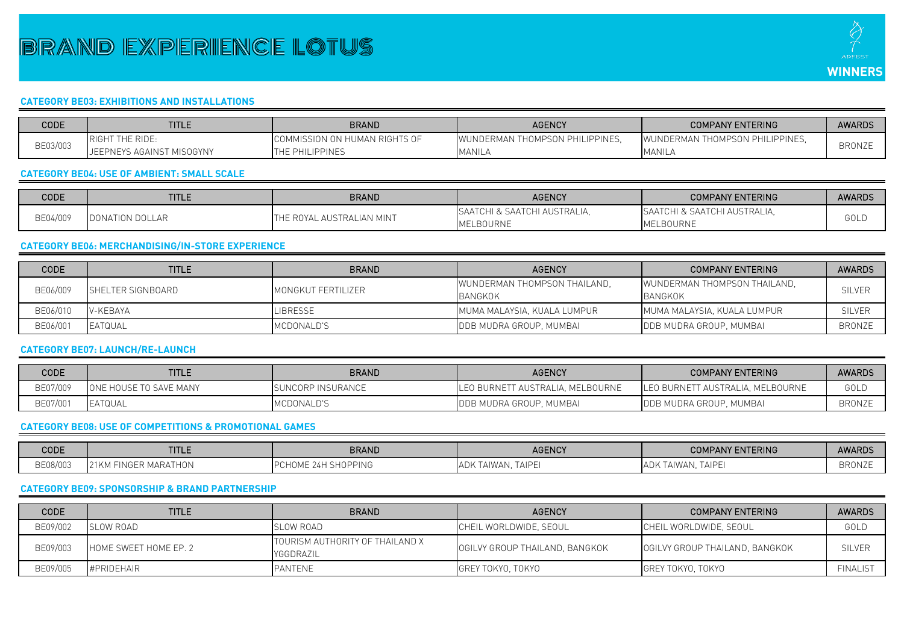# BRAND EXPERIENCE LOTUS

ADFEST WINNERS

### CATEGORY BE03: EXHIBITIONS AND INSTALLATIONS

| CODE | TITLE | BRAND | AGENCY | COMPANY ENTERING | AWARDS |
|---|---|---|---|---|---|
| BE03/003 | RIGHT THE RIDE: JEEPNEYS AGAINST MISOGYNY | COMMISSION ON HUMAN RIGHTS OF THE PHILIPPINES | WUNDERMAN THOMPSON PHILIPPINES, MANILA | WUNDERMAN THOMPSON PHILIPPINES, MANILA | BRONZE |

### CATEGORY BE04: USE OF AMBIENT: SMALL SCALE

| CODE | TITLE | BRAND | AGENCY | COMPANY ENTERING | AWARDS |
|---|---|---|---|---|---|
| BE04/009 | DONATION DOLLAR | THE ROYAL AUSTRALIAN MINT | SAATCHI & SAATCHI AUSTRALIA, MELBOURNE | SAATCHI & SAATCHI AUSTRALIA, MELBOURNE | GOLD |

### CATEGORY BE06: MERCHANDISING/IN-STORE EXPERIENCE

| CODE | TITLE | BRAND | AGENCY | COMPANY ENTERING | AWARDS |
|---|---|---|---|---|---|
| BE06/009 | SHELTER SIGNBOARD | MONGKUT FERTILIZER | WUNDERMAN THOMPSON THAILAND, BANGKOK | WUNDERMAN THOMPSON THAILAND, BANGKOK | SILVER |
| BE06/010 | V-KEBAYA | LIBRESSE | MUMA MALAYSIA, KUALA LUMPUR | MUMA MALAYSIA, KUALA LUMPUR | SILVER |
| BE06/001 | EATQUAL | MCDONALD'S | DDB MUDRA GROUP, MUMBAI | DDB MUDRA GROUP, MUMBAI | BRONZE |

### CATEGORY BE07: LAUNCH/RE-LAUNCH

| CODE | TITLE | BRAND | AGENCY | COMPANY ENTERING | AWARDS |
|---|---|---|---|---|---|
| BE07/009 | ONE HOUSE TO SAVE MANY | SUNCORP INSURANCE | LEO BURNETT AUSTRALIA, MELBOURNE | LEO BURNETT AUSTRALIA, MELBOURNE | GOLD |
| BE07/001 | EATQUAL | MCDONALD'S | DDB MUDRA GROUP, MUMBAI | DDB MUDRA GROUP, MUMBAI | BRONZE |

### CATEGORY BE08: USE OF COMPETITIONS & PROMOTIONAL GAMES

| CODE | TITLE | BRAND | AGENCY | COMPANY ENTERING | AWARDS |
|---|---|---|---|---|---|
| BE08/003 | 21KM FINGER MARATHON | PCHOME 24H SHOPPING | ADK TAIWAN, TAIPEI | ADK TAIWAN, TAIPEI | BRONZE |

### CATEGORY BE09: SPONSORSHIP & BRAND PARTNERSHIP

| CODE | TITLE | BRAND | AGENCY | COMPANY ENTERING | AWARDS |
|---|---|---|---|---|---|
| BE09/002 | SLOW ROAD | SLOW ROAD | CHEIL WORLDWIDE, SEOUL | CHEIL WORLDWIDE, SEOUL | GOLD |
| BE09/003 | HOME SWEET HOME EP. 2 | TOURISM AUTHORITY OF THAILAND X YGGDRAZIL | OGILVY GROUP THAILAND, BANGKOK | OGILVY GROUP THAILAND, BANGKOK | SILVER |
| BE09/005 | #PRIDEHAIR | PANTENE | GREY TOKYO, TOKYO | GREY TOKYO, TOKYO | FINALIST |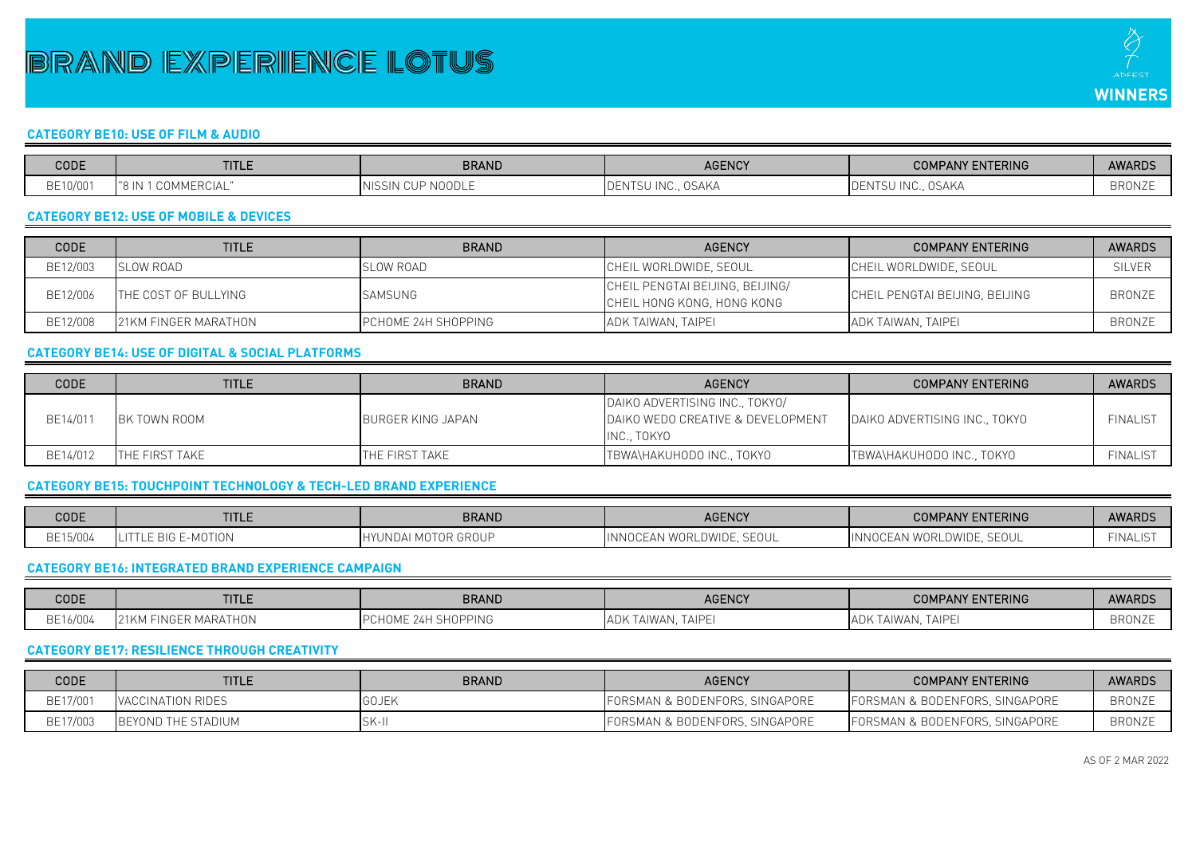# BRAND EXPERIENCE LOTUS

ADFEST WINNERS

### CATEGORY BE10: USE OF FILM & AUDIO

| CODE | TITLE | BRAND | AGENCY | COMPANY ENTERING | AWARDS |
|---|---|---|---|---|---|
| BE10/001 | "8 IN 1 COMMERCIAL" | NISSIN CUP NOODLE | DENTSU INC., OSAKA | DENTSU INC., OSAKA | BRONZE |

### CATEGORY BE12: USE OF MOBILE & DEVICES

| CODE | TITLE | BRAND | AGENCY | COMPANY ENTERING | AWARDS |
|---|---|---|---|---|---|
| BE12/003 | SLOW ROAD | SLOW ROAD | CHEIL WORLDWIDE, SEOUL | CHEIL WORLDWIDE, SEOUL | SILVER |
| BE12/006 | THE COST OF BULLYING | SAMSUNG | CHEIL PENGTAI BEIJING, BEIJING/ CHEIL HONG KONG, HONG KONG | CHEIL PENGTAI BEIJING, BEIJING | BRONZE |
| BE12/008 | 21KM FINGER MARATHON | PCHOME 24H SHOPPING | ADK TAIWAN, TAIPEI | ADK TAIWAN, TAIPEI | BRONZE |

### CATEGORY BE14: USE OF DIGITAL & SOCIAL PLATFORMS

| CODE | TITLE | BRAND | AGENCY | COMPANY ENTERING | AWARDS |
|---|---|---|---|---|---|
| BE14/011 | BK TOWN ROOM | BURGER KING JAPAN | DAIKO ADVERTISING INC., TOKYO/ DAIKO WEDO CREATIVE & DEVELOPMENT INC., TOKYO | DAIKO ADVERTISING INC., TOKYO | FINALIST |
| BE14/012 | THE FIRST TAKE | THE FIRST TAKE | TBWA\HAKUHODO INC., TOKYO | TBWA\HAKUHODO INC., TOKYO | FINALIST |

### CATEGORY BE15: TOUCHPOINT TECHNOLOGY & TECH-LED BRAND EXPERIENCE

| CODE | TITLE | BRAND | AGENCY | COMPANY ENTERING | AWARDS |
|---|---|---|---|---|---|
| BE15/004 | LITTLE BIG E-MOTION | HYUNDAI MOTOR GROUP | INNOCEAN WORLDWIDE, SEOUL | INNOCEAN WORLDWIDE, SEOUL | FINALIST |

### CATEGORY BE16: INTEGRATED BRAND EXPERIENCE CAMPAIGN

| CODE | TITLE | BRAND | AGENCY | COMPANY ENTERING | AWARDS |
|---|---|---|---|---|---|
| BE16/004 | 21KM FINGER MARATHON | PCHOME 24H SHOPPING | ADK TAIWAN, TAIPEI | ADK TAIWAN, TAIPEI | BRONZE |

### CATEGORY BE17: RESILIENCE THROUGH CREATIVITY

| CODE | TITLE | BRAND | AGENCY | COMPANY ENTERING | AWARDS |
|---|---|---|---|---|---|
| BE17/001 | VACCINATION RIDES | GOJEK | FORSMAN & BODENFORS, SINGAPORE | FORSMAN & BODENFORS, SINGAPORE | BRONZE |
| BE17/003 | BEYOND THE STADIUM | SK-II | FORSMAN & BODENFORS, SINGAPORE | FORSMAN & BODENFORS, SINGAPORE | BRONZE |

AS OF 2 MAR 2022